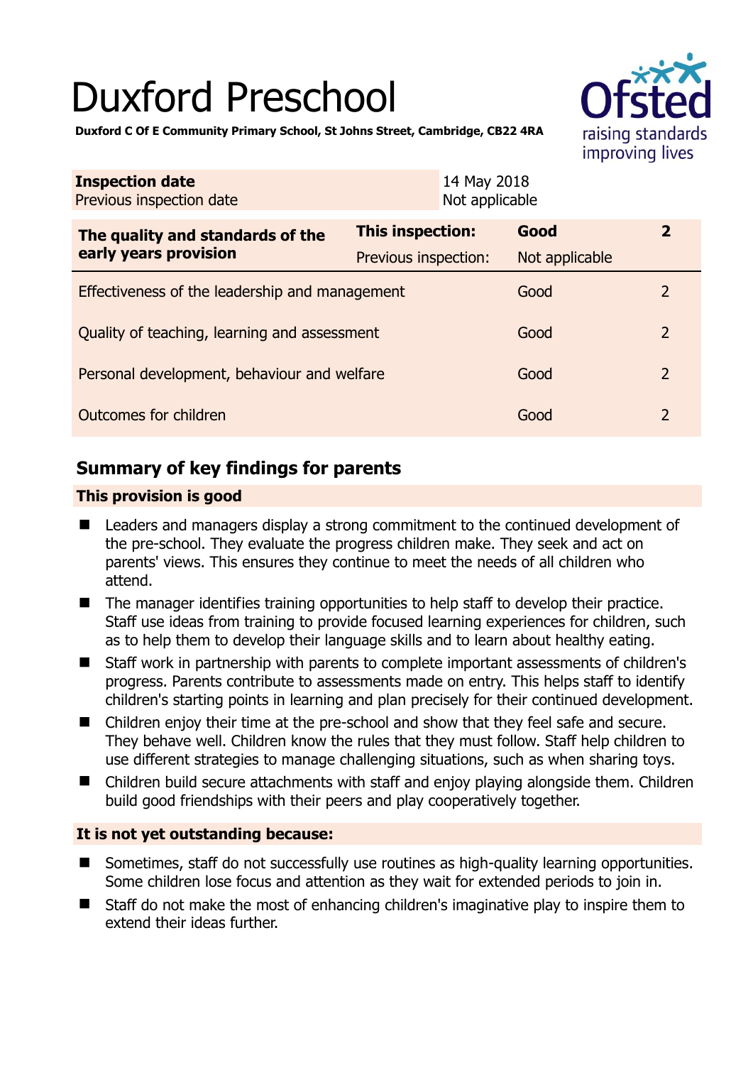# Duxford Preschool

**Duxford C Of E Community Primary School, St Johns Street, Cambridge, CB22 4RA**

| | |
|---|---|
| **Inspection date** | 14 May 2018 |
| Previous inspection date | Not applicable |

| **The quality and standards of the early years provision** | **This inspection:** | **Good** | **2** |
|---|---|---|---|
| | Previous inspection: | Not applicable | |
| Effectiveness of the leadership and management | | Good | 2 |
| Quality of teaching, learning and assessment | | Good | 2 |
| Personal development, behaviour and welfare | | Good | 2 |
| Outcomes for children | | Good | 2 |

## Summary of key findings for parents

### This provision is good

- Leaders and managers display a strong commitment to the continued development of the pre-school. They evaluate the progress children make. They seek and act on parents' views. This ensures they continue to meet the needs of all children who attend.
- The manager identifies training opportunities to help staff to develop their practice. Staff use ideas from training to provide focused learning experiences for children, such as to help them to develop their language skills and to learn about healthy eating.
- Staff work in partnership with parents to complete important assessments of children's progress. Parents contribute to assessments made on entry. This helps staff to identify children's starting points in learning and plan precisely for their continued development.
- Children enjoy their time at the pre-school and show that they feel safe and secure. They behave well. Children know the rules that they must follow. Staff help children to use different strategies to manage challenging situations, such as when sharing toys.
- Children build secure attachments with staff and enjoy playing alongside them. Children build good friendships with their peers and play cooperatively together.

### It is not yet outstanding because:

- Sometimes, staff do not successfully use routines as high-quality learning opportunities. Some children lose focus and attention as they wait for extended periods to join in.
- Staff do not make the most of enhancing children's imaginative play to inspire them to extend their ideas further.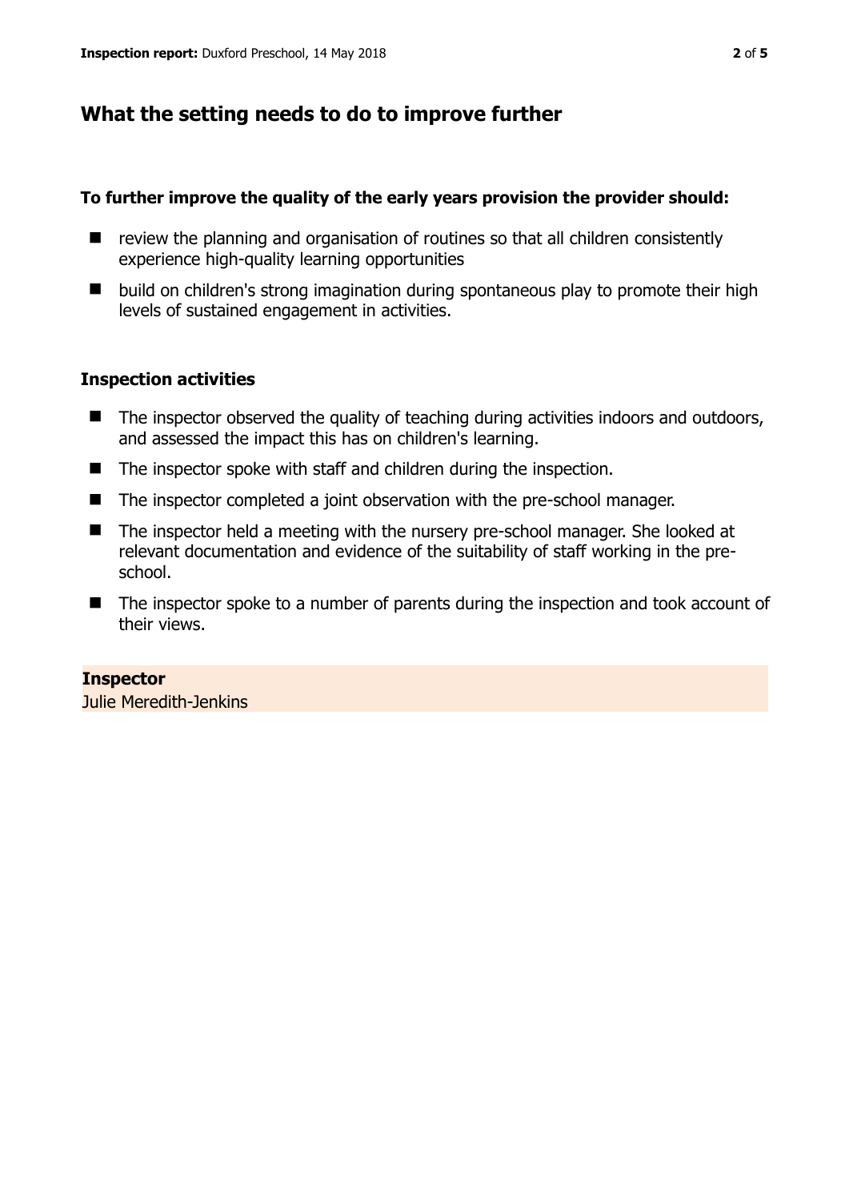## What the setting needs to do to improve further

### To further improve the quality of the early years provision the provider should:

- review the planning and organisation of routines so that all children consistently experience high-quality learning opportunities
- build on children's strong imagination during spontaneous play to promote their high levels of sustained engagement in activities.

### Inspection activities

- The inspector observed the quality of teaching during activities indoors and outdoors, and assessed the impact this has on children's learning.
- The inspector spoke with staff and children during the inspection.
- The inspector completed a joint observation with the pre-school manager.
- The inspector held a meeting with the nursery pre-school manager. She looked at relevant documentation and evidence of the suitability of staff working in the pre-school.
- The inspector spoke to a number of parents during the inspection and took account of their views.

**Inspector**
Julie Meredith-Jenkins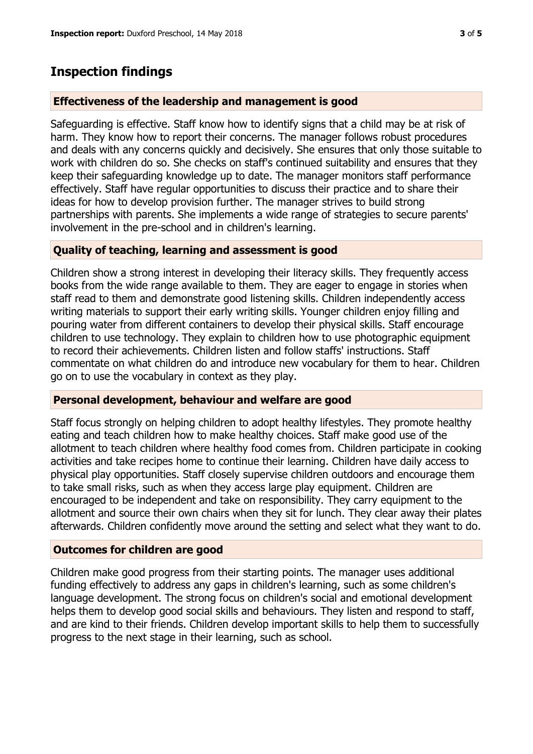## Inspection findings

### Effectiveness of the leadership and management is good

Safeguarding is effective. Staff know how to identify signs that a child may be at risk of harm. They know how to report their concerns. The manager follows robust procedures and deals with any concerns quickly and decisively. She ensures that only those suitable to work with children do so. She checks on staff's continued suitability and ensures that they keep their safeguarding knowledge up to date. The manager monitors staff performance effectively. Staff have regular opportunities to discuss their practice and to share their ideas for how to develop provision further. The manager strives to build strong partnerships with parents. She implements a wide range of strategies to secure parents' involvement in the pre-school and in children's learning.

### Quality of teaching, learning and assessment is good

Children show a strong interest in developing their literacy skills. They frequently access books from the wide range available to them. They are eager to engage in stories when staff read to them and demonstrate good listening skills. Children independently access writing materials to support their early writing skills. Younger children enjoy filling and pouring water from different containers to develop their physical skills. Staff encourage children to use technology. They explain to children how to use photographic equipment to record their achievements. Children listen and follow staffs' instructions. Staff commentate on what children do and introduce new vocabulary for them to hear. Children go on to use the vocabulary in context as they play.

### Personal development, behaviour and welfare are good

Staff focus strongly on helping children to adopt healthy lifestyles. They promote healthy eating and teach children how to make healthy choices. Staff make good use of the allotment to teach children where healthy food comes from. Children participate in cooking activities and take recipes home to continue their learning. Children have daily access to physical play opportunities. Staff closely supervise children outdoors and encourage them to take small risks, such as when they access large play equipment. Children are encouraged to be independent and take on responsibility. They carry equipment to the allotment and source their own chairs when they sit for lunch. They clear away their plates afterwards. Children confidently move around the setting and select what they want to do.

### Outcomes for children are good

Children make good progress from their starting points. The manager uses additional funding effectively to address any gaps in children's learning, such as some children's language development. The strong focus on children's social and emotional development helps them to develop good social skills and behaviours. They listen and respond to staff, and are kind to their friends. Children develop important skills to help them to successfully progress to the next stage in their learning, such as school.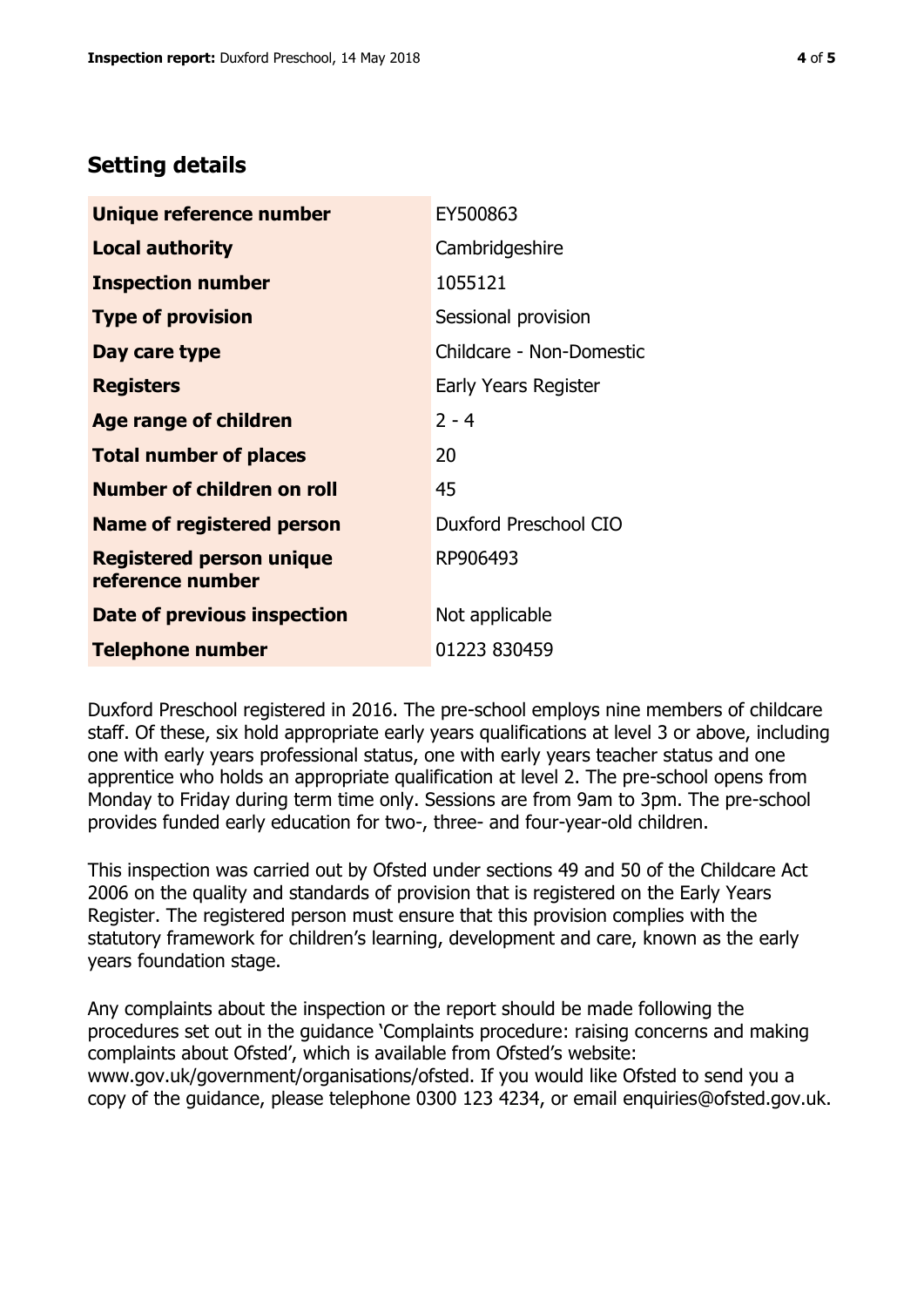## Setting details

| | |
|---|---|
| **Unique reference number** | EY500863 |
| **Local authority** | Cambridgeshire |
| **Inspection number** | 1055121 |
| **Type of provision** | Sessional provision |
| **Day care type** | Childcare - Non-Domestic |
| **Registers** | Early Years Register |
| **Age range of children** | 2 - 4 |
| **Total number of places** | 20 |
| **Number of children on roll** | 45 |
| **Name of registered person** | Duxford Preschool CIO |
| **Registered person unique reference number** | RP906493 |
| **Date of previous inspection** | Not applicable |
| **Telephone number** | 01223 830459 |

Duxford Preschool registered in 2016. The pre-school employs nine members of childcare staff. Of these, six hold appropriate early years qualifications at level 3 or above, including one with early years professional status, one with early years teacher status and one apprentice who holds an appropriate qualification at level 2. The pre-school opens from Monday to Friday during term time only. Sessions are from 9am to 3pm. The pre-school provides funded early education for two-, three- and four-year-old children.

This inspection was carried out by Ofsted under sections 49 and 50 of the Childcare Act 2006 on the quality and standards of provision that is registered on the Early Years Register. The registered person must ensure that this provision complies with the statutory framework for children's learning, development and care, known as the early years foundation stage.

Any complaints about the inspection or the report should be made following the procedures set out in the guidance 'Complaints procedure: raising concerns and making complaints about Ofsted', which is available from Ofsted's website: www.gov.uk/government/organisations/ofsted. If you would like Ofsted to send you a copy of the guidance, please telephone 0300 123 4234, or email enquiries@ofsted.gov.uk.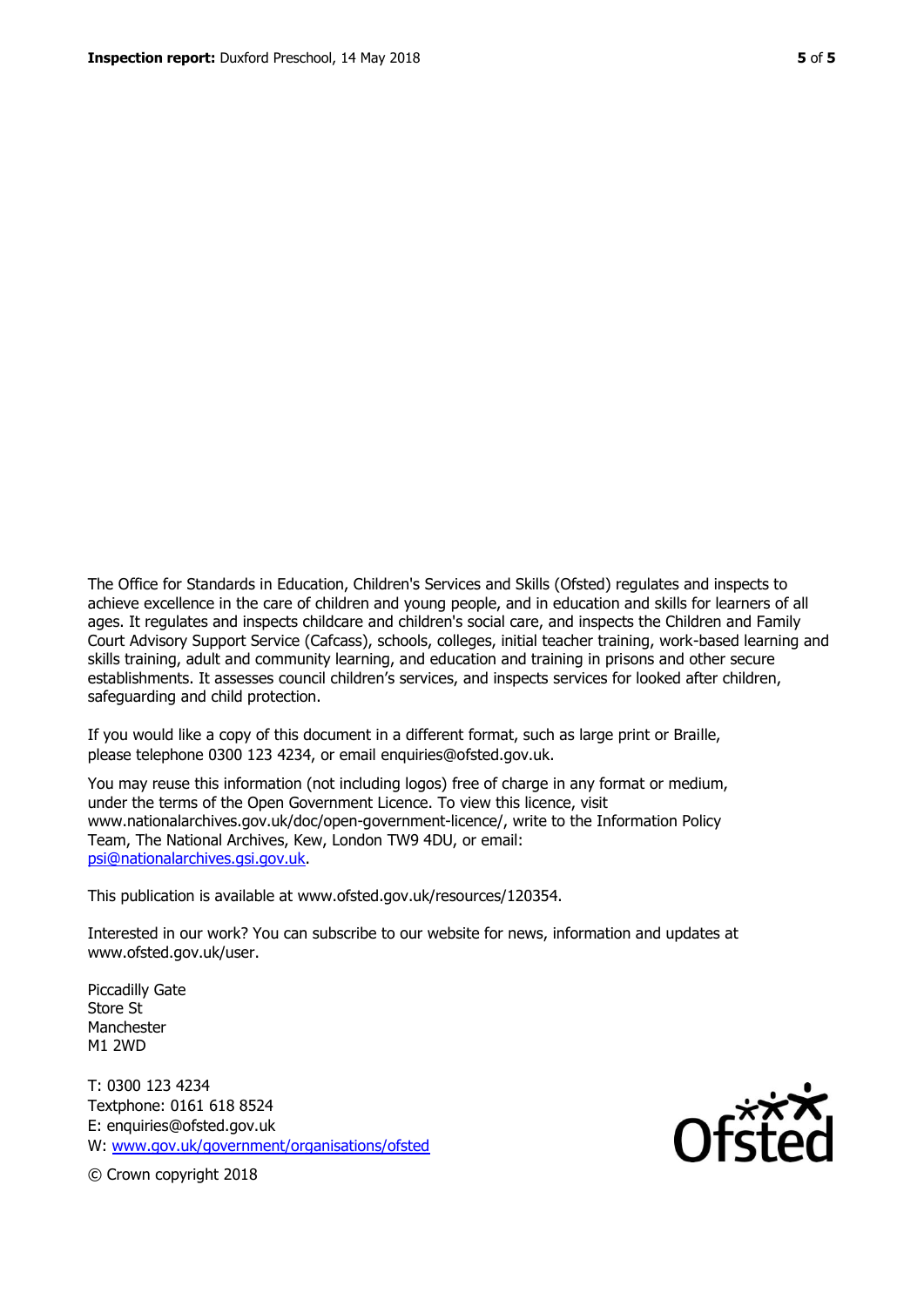The Office for Standards in Education, Children's Services and Skills (Ofsted) regulates and inspects to achieve excellence in the care of children and young people, and in education and skills for learners of all ages. It regulates and inspects childcare and children's social care, and inspects the Children and Family Court Advisory Support Service (Cafcass), schools, colleges, initial teacher training, work-based learning and skills training, adult and community learning, and education and training in prisons and other secure establishments. It assesses council children's services, and inspects services for looked after children, safeguarding and child protection.

If you would like a copy of this document in a different format, such as large print or Braille, please telephone 0300 123 4234, or email enquiries@ofsted.gov.uk.

You may reuse this information (not including logos) free of charge in any format or medium, under the terms of the Open Government Licence. To view this licence, visit www.nationalarchives.gov.uk/doc/open-government-licence/, write to the Information Policy Team, The National Archives, Kew, London TW9 4DU, or email: psi@nationalarchives.gsi.gov.uk.

This publication is available at www.ofsted.gov.uk/resources/120354.

Interested in our work? You can subscribe to our website for news, information and updates at www.ofsted.gov.uk/user.

Piccadilly Gate
Store St
Manchester
M1 2WD

T: 0300 123 4234
Textphone: 0161 618 8524
E: enquiries@ofsted.gov.uk
W: www.gov.uk/government/organisations/ofsted

© Crown copyright 2018